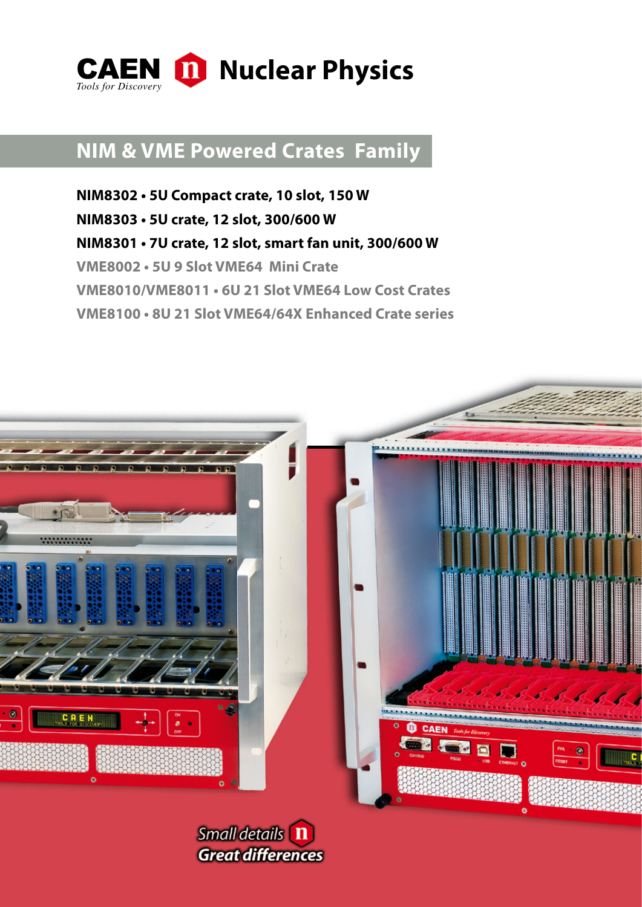CAEN *Tools for Discovery* **Nuclear Physics**

# NIM & VME Powered Crates Family

**NIM8302 • 5U Compact crate, 10 slot, 150 W**

**NIM8303 • 5U crate, 12 slot, 300/600 W**

**NIM8301 • 7U crate, 12 slot, smart fan unit, 300/600 W**

**VME8002 • 5U 9 Slot VME64 Mini Crate**

**VME8010/VME8011 • 6U 21 Slot VME64 Low Cost Crates**

**VME8100 • 8U 21 Slot VME64/64X Enhanced Crate series**

*Small details* ***Great differences***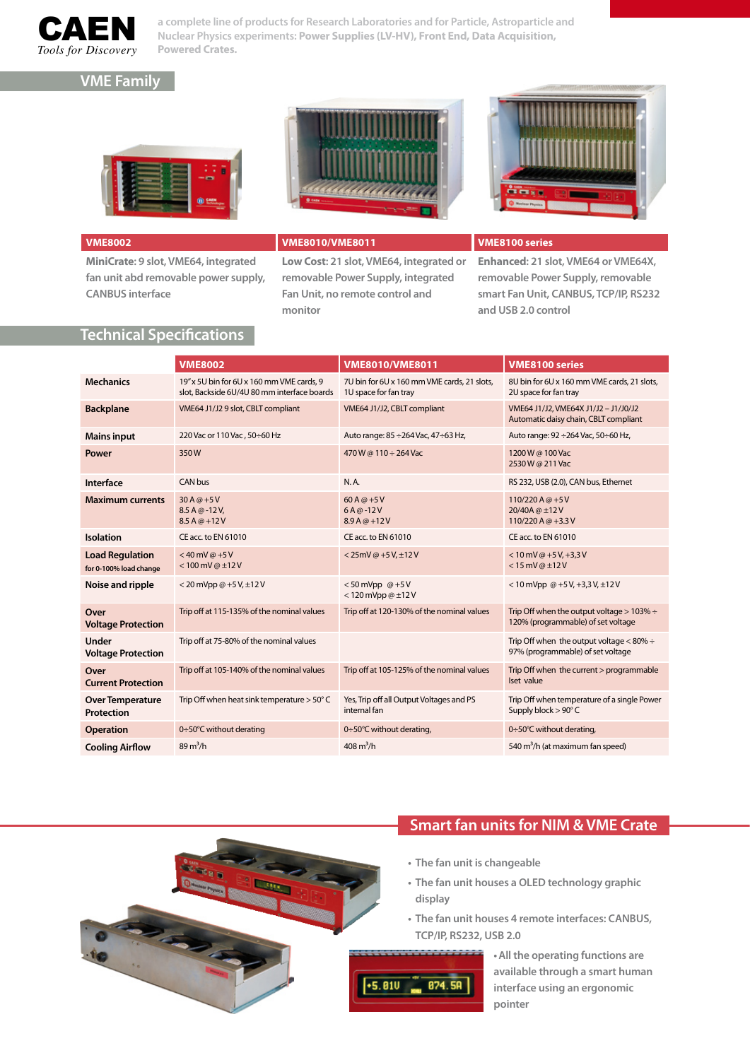**CAEN** *Tools for Discovery*

a complete line of products for Research Laboratories and for Particle, Astroparticle and Nuclear Physics experiments: **Power Supplies (LV-HV), Front End, Data Acquisition, Powered Crates.**

## VME Family

### VME8002

**MiniCrate:** 9 slot, VME64, integrated fan unit abd removable power supply, CANBUS interface

### VME8010/VME8011

**Low Cost:** 21 slot, VME64, integrated or removable Power Supply, integrated Fan Unit, no remote control and monitor

### VME8100 series

**Enhanced:** 21 slot, VME64 or VME64X, removable Power Supply, removable smart Fan Unit, CANBUS, TCP/IP, RS232 and USB 2.0 control

## Technical Specifications

| | VME8002 | VME8010/VME8011 | VME8100 series |
|---|---|---|---|
| **Mechanics** | 19"x 5U bin for 6U x 160 mm VME cards, 9 slot, Backside 6U/4U 80 mm interface boards | 7U bin for 6U x 160 mm VME cards, 21 slots, 1U space for fan tray | 8U bin for 6U x 160 mm VME cards, 21 slots, 2U space for fan tray |
| **Backplane** | VME64 J1/J2 9 slot, CBLT compliant | VME64 J1/J2, CBLT compliant | VME64 J1/J2, VME64X J1/J2 – J1/J0/J2 Automatic daisy chain, CBLT compliant |
| **Mains input** | 220 Vac or 110 Vac , 50÷60 Hz | Auto range: 85 ÷264 Vac, 47÷63 Hz, | Auto range: 92 ÷264 Vac, 50÷60 Hz, |
| **Power** | 350 W | 470 W @ 110 ÷ 264 Vac | 1200 W @ 100 Vac<br>2530 W @ 211 Vac |
| **Interface** | CAN bus | N. A. | RS 232, USB (2.0), CAN bus, Ethernet |
| **Maximum currents** | 30 A @ +5 V<br>8.5 A @ -12 V,<br>8.5 A @ +12 V | 60 A @ +5 V<br>6 A @ -12 V<br>8.9 A @ +12 V | 110/220 A @ +5 V<br>20/40A @ ±12 V<br>110/220 A @ +3.3 V |
| **Isolation** | CE acc. to EN 61010 | CE acc. to EN 61010 | CE acc. to EN 61010 |
| **Load Regulation** for 0-100% load change | < 40 mV @ +5 V<br>< 100 mV @ ±12 V | < 25mV @ +5 V, ±12 V | < 10 mV @ +5 V, +3,3 V<br>< 15 mV @ ±12 V |
| **Noise and ripple** | < 20 mVpp @ +5 V, ±12 V | < 50 mVpp @ +5 V<br>< 120 mVpp @ ±12 V | < 10 mVpp @ +5 V, +3,3 V, ±12 V |
| **Over Voltage Protection** | Trip off at 115-135% of the nominal values | Trip off at 120-130% of the nominal values | Trip Off when the output voltage > 103% ÷ 120% (programmable) of set voltage |
| **Under Voltage Protection** | Trip off at 75-80% of the nominal values | | Trip Off when the output voltage < 80% ÷ 97% (programmable) of set voltage |
| **Over Current Protection** | Trip off at 105-140% of the nominal values | Trip off at 105-125% of the nominal values | Trip Off when the current > programmable Iset value |
| **Over Temperature Protection** | Trip Off when heat sink temperature > 50° C | Yes, Trip off all Output Voltages and PS internal fan | Trip Off when temperature of a single Power Supply block > 90° C |
| **Operation** | 0÷50°C without derating | 0÷50°C without derating, | 0÷50°C without derating, |
| **Cooling Airflow** | 89 $m^3$/h | 408 $m^3$/h | 540 $m^3$/h (at maximum fan speed) |

## Smart fan units for NIM & VME Crate

- The fan unit is changeable
- The fan unit houses a OLED technology graphic display
- The fan unit houses 4 remote interfaces: CANBUS, TCP/IP, RS232, USB 2.0
- All the operating functions are available through a smart human interface using an ergonomic pointer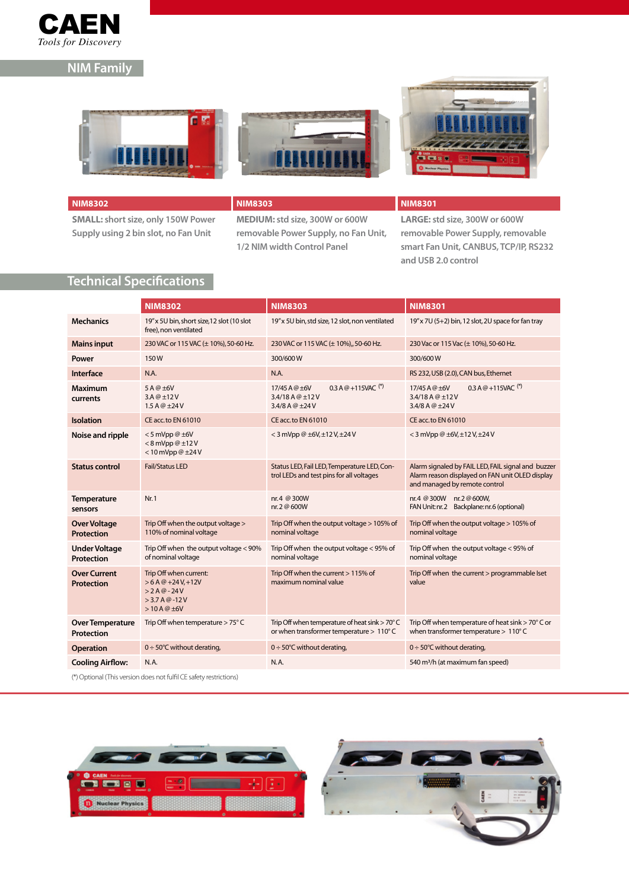## NIM Family

**NIM8302**

**SMALL:** short size, only 150W Power Supply using 2 bin slot, no Fan Unit

**NIM8303**

**MEDIUM:** std size, 300W or 600W removable Power Supply, no Fan Unit, 1/2 NIM width Control Panel

**NIM8301**

**LARGE:** std size, 300W or 600W removable Power Supply, removable smart Fan Unit, CANBUS, TCP/IP, RS232 and USB 2.0 control

## Technical Specifications

| | NIM8302 | NIM8303 | NIM8301 |
|---|---|---|---|
| **Mechanics** | 19" x 5U bin, short size,12 slot (10 slot free), non ventilated | 19" x 5U bin, std size, 12 slot, non ventilated | 19" x 7U (5+2) bin, 12 slot, 2U space for fan tray |
| **Mains input** | 230 VAC or 115 VAC (± 10%), 50-60 Hz. | 230 VAC or 115 VAC (± 10%),, 50-60 Hz. | 230 Vac or 115 Vac (± 10%), 50-60 Hz. |
| **Power** | 150 W | 300/600 W | 300/600 W |
| **Interface** | N.A. | N.A. | RS 232, USB (2.0), CAN bus, Ethernet |
| **Maximum currents** | 5 A @ ±6V<br>3.A @ ±12 V<br>1.5 A @ ±24 V | 17/45 A @ ±6V 0.3 A @ +115VAC (*)<br>3.4/18 A @ ±12 V<br>3.4/8 A @ ±24 V | 17/45 A @ ±6V 0.3 A @ +115VAC (*)<br>3.4/18 A @ ±12 V<br>3.4/8 A @ ±24 V |
| **Isolation** | CE acc. to EN 61010 | CE acc. to EN 61010 | CE acc. to EN 61010 |
| **Noise and ripple** | < 5 mVpp @ ±6V<br>< 8 mVpp @ ±12 V<br>< 10 mVpp @ ±24 V | < 3 mVpp @ ±6V, ±12 V, ±24 V | < 3 mVpp @ ±6V, ±12 V, ±24 V |
| **Status control** | Fail/Status LED | Status LED, Fail LED, Temperature LED, Control LEDs and test pins for all voltages | Alarm signaled by FAIL LED, FAIL signal and buzzer Alarm reason displayed on FAN unit OLED display and managed by remote control |
| **Temperature sensors** | Nr. 1 | nr. 4 @ 300W<br>nr. 2 @ 600W | nr. 4 @ 300W nr. 2 @ 600W,<br>FAN Unit: nr. 2 Backplane: nr. 6 (optional) |
| **Over Voltage Protection** | Trip Off when the output voltage > 110% of nominal voltage | Trip Off when the output voltage > 105% of nominal voltage | Trip Off when the output voltage > 105% of nominal voltage |
| **Under Voltage Protection** | Trip Off when the output voltage < 90% of nominal voltage | Trip Off when the output voltage < 95% of nominal voltage | Trip Off when the output voltage < 95% of nominal voltage |
| **Over Current Protection** | Trip Off when current:<br>> 6 A @ +24 V, +12V<br>> 2 A @ - 24 V<br>> 3.7 A @ -12 V<br>> 10 A @ ±6V | Trip Off when the current > 115% of maximum nominal value | Trip Off when the current > programmable Iset value |
| **Over Temperature Protection** | Trip Off when temperature > 75° C | Trip Off when temperature of heat sink > 70° C or when transformer temperature > 110° C | Trip Off when temperature of heat sink > 70° C or when transformer temperature > 110° C |
| **Operation** | 0 ÷ 50°C without derating, | 0 ÷ 50°C without derating, | 0 ÷ 50°C without derating, |
| **Cooling Airflow:** | N.A. | N.A. | 540 m³/h (at maximum fan speed) |

(*) Optional (This version does not fulfil CE safety restrictions)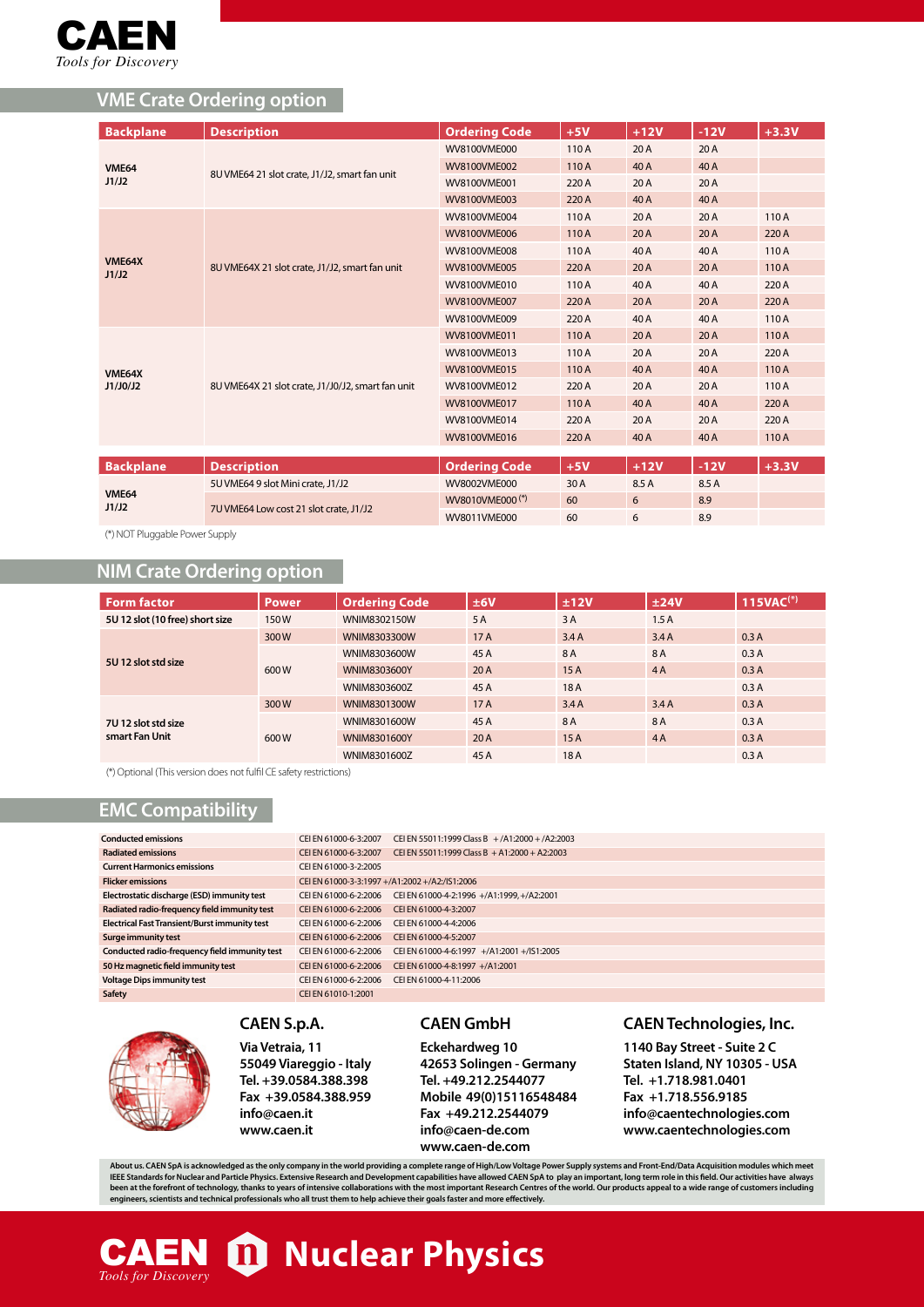## VME Crate Ordering option

| Backplane | Description | Ordering Code | +5V | +12V | -12V | +3.3V |
|---|---|---|---|---|---|---|
| VME64 J1/J2 | 8U VME64 21 slot crate, J1/J2, smart fan unit | WV8100VME000 | 110 A | 20 A | 20 A | |
| | | WV8100VME002 | 110 A | 40 A | 40 A | |
| | | WV8100VME001 | 220 A | 20 A | 20 A | |
| | | WV8100VME003 | 220 A | 40 A | 40 A | |
| VME64X J1/J2 | 8U VME64X 21 slot crate, J1/J2, smart fan unit | WV8100VME004 | 110 A | 20 A | 20 A | 110 A |
| | | WV8100VME006 | 110 A | 20 A | 20 A | 220 A |
| | | WV8100VME008 | 110 A | 40 A | 40 A | 110 A |
| | | WV8100VME005 | 220 A | 20 A | 20 A | 110 A |
| | | WV8100VME010 | 110 A | 40 A | 40 A | 220 A |
| | | WV8100VME007 | 220 A | 20 A | 20 A | 220 A |
| | | WV8100VME009 | 220 A | 40 A | 40 A | 110 A |
| VME64X J1/J0/J2 | 8U VME64X 21 slot crate, J1/J0/J2, smart fan unit | WV8100VME011 | 110 A | 20 A | 20 A | 110 A |
| | | WV8100VME013 | 110 A | 20 A | 20 A | 220 A |
| | | WV8100VME015 | 110 A | 40 A | 40 A | 110 A |
| | | WV8100VME012 | 220 A | 20 A | 20 A | 110 A |
| | | WV8100VME017 | 110 A | 40 A | 40 A | 220 A |
| | | WV8100VME014 | 220 A | 20 A | 20 A | 220 A |
| | | WV8100VME016 | 220 A | 40 A | 40 A | 110 A |

| Backplane | Description | Ordering Code | +5V | +12V | -12V | +3.3V |
|---|---|---|---|---|---|---|
| VME64 J1/J2 | 5U VME64 9 slot Mini crate, J1/J2 | WV8002VME000 | 30 A | 8.5 A | 8.5 A | |
| | 7U VME64 Low cost 21 slot crate, J1/J2 | WV8010VME000 (*) | 60 | 6 | 8.9 | |
| | | WV8011VME000 | 60 | 6 | 8.9 | |

(*) NOT Pluggable Power Supply

## NIM Crate Ordering option

| Form factor | Power | Ordering Code | ±6V | ±12V | ±24V | 115VAC(*) |
|---|---|---|---|---|---|---|
| 5U 12 slot (10 free) short size | 150 W | WNIM8302150W | 5 A | 3 A | 1.5 A | |
| 5U 12 slot std size | 300 W | WNIM8303300W | 17 A | 3.4 A | 3.4 A | 0.3 A |
| | 600 W | WNIM8303600W | 45 A | 8 A | 8 A | 0.3 A |
| | | WNIM8303600Y | 20 A | 15 A | 4 A | 0.3 A |
| | | WNIM8303600Z | 45 A | 18 A | | 0.3 A |
| 7U 12 slot std size smart Fan Unit | 300 W | WNIM8301300W | 17 A | 3.4 A | 3.4 A | 0.3 A |
| | 600 W | WNIM8301600W | 45 A | 8 A | 8 A | 0.3 A |
| | | WNIM8301600Y | 20 A | 15 A | 4 A | 0.3 A |
| | | WNIM8301600Z | 45 A | 18 A | | 0.3 A |

(*) Optional (This version does not fulfil CE safety restrictions)

## EMC Compatibility

| | | |
|---|---|---|
| **Conducted emissions** | CEI EN 61000-6-3:2007 | CEI EN 55011:1999 Class B + /A1:2000 + /A2:2003 |
| **Radiated emissions** | CEI EN 61000-6-3:2007 | CEI EN 55011:1999 Class B + A1:2000 + A2:2003 |
| **Current Harmonics emissions** | CEI EN 61000-3-2:2005 | |
| **Flicker emissions** | CEI EN 61000-3-3:1997 +/A1:2002 +/A2:/IS1:2006 | |
| **Electrostatic discharge (ESD) immunity test** | CEI EN 61000-6-2:2006 | CEI EN 61000-4-2:1996 +/A1:1999, +/A2:2001 |
| **Radiated radio-frequency field immunity test** | CEI EN 61000-6-2:2006 | CEI EN 61000-4-3:2007 |
| **Electrical Fast Transient/Burst immunity test** | CEI EN 61000-6-2:2006 | CEI EN 61000-4-4:2006 |
| **Surge immunity test** | CEI EN 61000-6-2:2006 | CEI EN 61000-4-5:2007 |
| **Conducted radio-frequency field immunity test** | CEI EN 61000-6-2:2006 | CEI EN 61000-4-6:1997 +/A1:2001 +/IS1:2005 |
| **50 Hz magnetic field immunity test** | CEI EN 61000-6-2:2006 | CEI EN 61000-4-8:1997 +/A1:2001 |
| **Voltage Dips immunity test** | CEI EN 61000-6-2:2006 | CEI EN 61000-4-11:2006 |
| **Safety** | CEI EN 61010-1:2001 | |

### CAEN S.p.A.

**Via Vetraia, 11**
**55049 Viareggio - Italy**
**Tel. +39.0584.388.398**
**Fax +39.0584.388.959**
**info@caen.it**
**www.caen.it**

### CAEN GmbH

**Eckehardweg 10**
**42653 Solingen - Germany**
**Tel. +49.212.2544077**
**Mobile 49(0)15116548484**
**Fax +49.212.2544079**
**info@caen-de.com**
**www.caen-de.com**

### CAEN Technologies, Inc.

**1140 Bay Street - Suite 2 C**
**Staten Island, NY 10305 - USA**
**Tel. +1.718.981.0401**
**Fax +1.718.556.9185**
**info@caentechnologies.com**
**www.caentechnologies.com**

**About us. CAEN SpA is acknowledged as the only company in the world providing a complete range of High/Low Voltage Power Supply systems and Front-End/Data Acquisition modules which meet IEEE Standards for Nuclear and Particle Physics. Extensive Research and Development capabilities have allowed CAEN SpA to play an important, long term role in this field. Our activities have always been at the forefront of technology, thanks to years of intensive collaborations with the most important Research Centres of the world. Our products appeal to a wide range of customers including engineers, scientists and technical professionals who all trust them to help achieve their goals faster and more effectively.**

**CAEN** *Tools for Discovery* **Nuclear Physics**